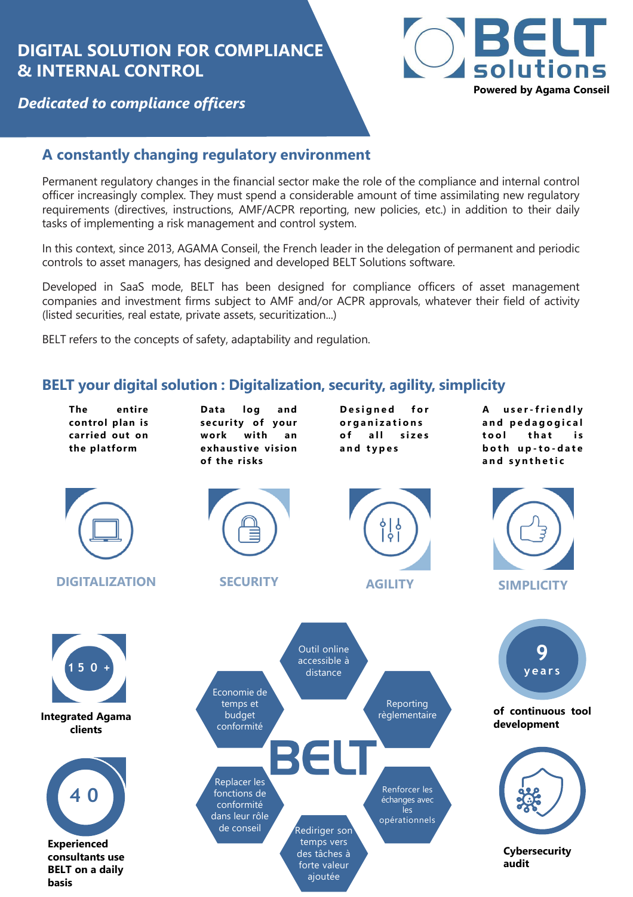# DIGITAL SOLUTION FOR COMPLIANCE & INTERNAL CONTROL

*Dedicated to compliance officers*

BELT solutions

**Powered by Agama Conseil**

## A constantly changing regulatory environment

Permanent regulatory changes in the financial sector make the role of the compliance and internal control officer increasingly complex. They must spend a considerable amount of time assimilating new regulatory requirements (directives, instructions, AMF/ACPR reporting, new policies, etc.) in addition to their daily tasks of implementing a risk management and control system.

In this context, since 2013, AGAMA Conseil, the French leader in the delegation of permanent and periodic controls to asset managers, has designed and developed BELT Solutions software.

Developed in SaaS mode, BELT has been designed for compliance officers of asset management companies and investment firms subject to AMF and/or ACPR approvals, whatever their field of activity (listed securities, real estate, private assets, securitization...)

BELT refers to the concepts of safety, adaptability and regulation.

## BELT your digital solution : Digitalization, security, agility, simplicity

**DIGITALIZATION**

The entire control plan is carried out on the platform

**SECURITY**

Data log and security of your work with an exhaustive vision of the risks

**AGILITY**

Designed for organizations of all sizes and types

**SIMPLICITY**

A user-friendly and pedagogical tool that is both up-to-date and synthetic

**150 +**

**Integrated Agama clients**

**40**

**Experienced consultants use BELT on a daily basis**

**BELT**

- Outil online accessible à distance
- Reporting règlementaire
- Renforcer les échanges avec les opérationnels
- Rediriger son temps vers des tâches à forte valeur ajoutée
- Replacer les fonctions de conformité dans leur rôle de conseil
- Economie de temps et budget conformité

**9 years**

**of continuous tool development**

**Cybersecurity audit**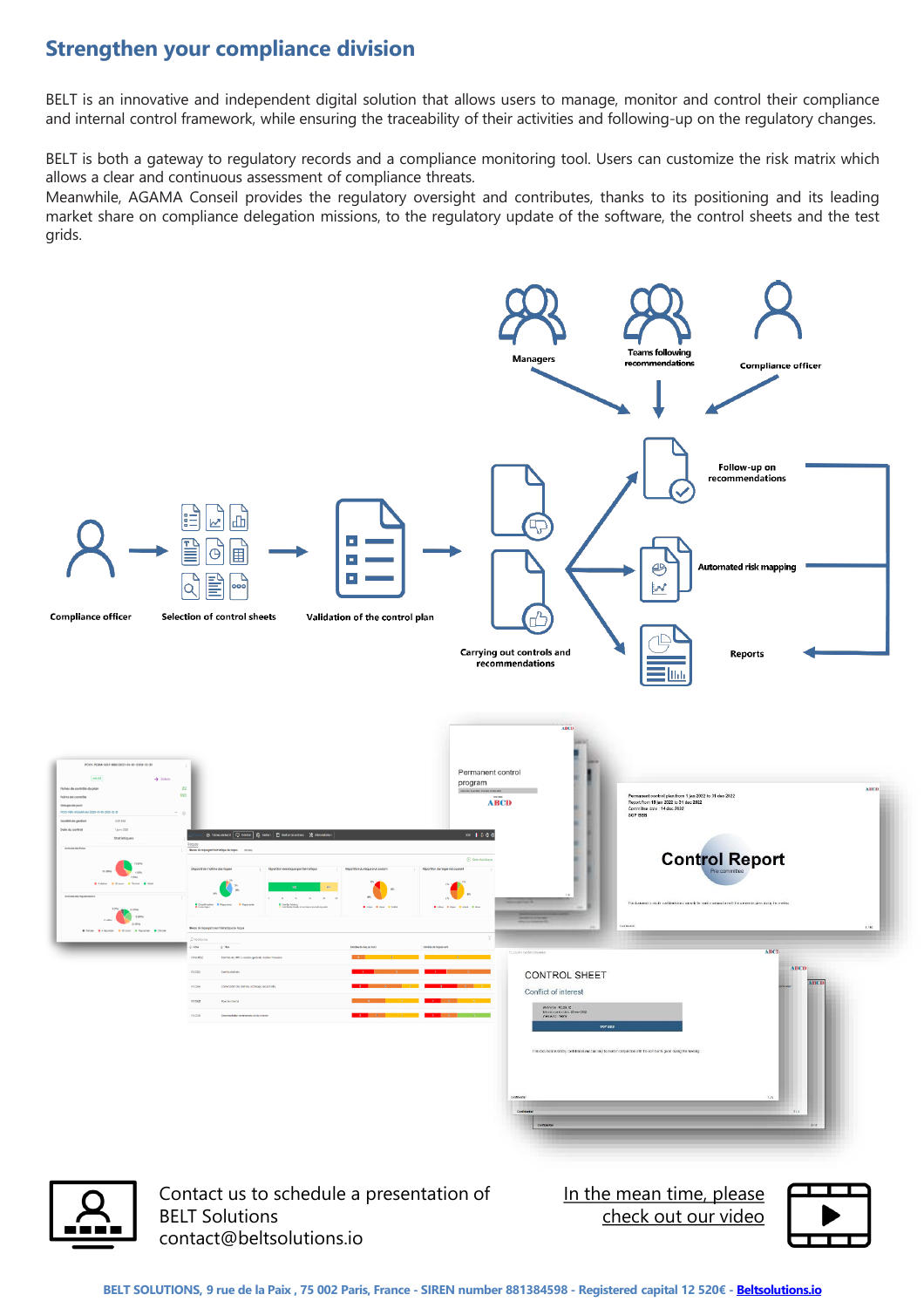## Strengthen your compliance division

BELT is an innovative and independent digital solution that allows users to manage, monitor and control their compliance and internal control framework, while ensuring the traceability of their activities and following-up on the regulatory changes.

BELT is both a gateway to regulatory records and a compliance monitoring tool. Users can customize the risk matrix which allows a clear and continuous assessment of compliance threats.
Meanwhile, AGAMA Conseil provides the regulatory oversight and contributes, thanks to its positioning and its leading market share on compliance delegation missions, to the regulatory update of the software, the control sheets and the test grids.

Managers

Teams following recommendations

Compliance officer

Follow-up on recommendations

Compliance officer

Selection of control sheets

Validation of the control plan

Automated risk mapping

Carrying out controls and recommendations

Reports

Permanent control program

Control Report

CONTROL SHEET

Conflict of interest

Contact us to schedule a presentation of BELT Solutions
contact@beltsolutions.io

In the mean time, please check out our video

BELT SOLUTIONS, 9 rue de la Paix , 75 002 Paris, France - SIREN number 881384598 - Registered capital 12 520€ - **Beltsolutions.io**